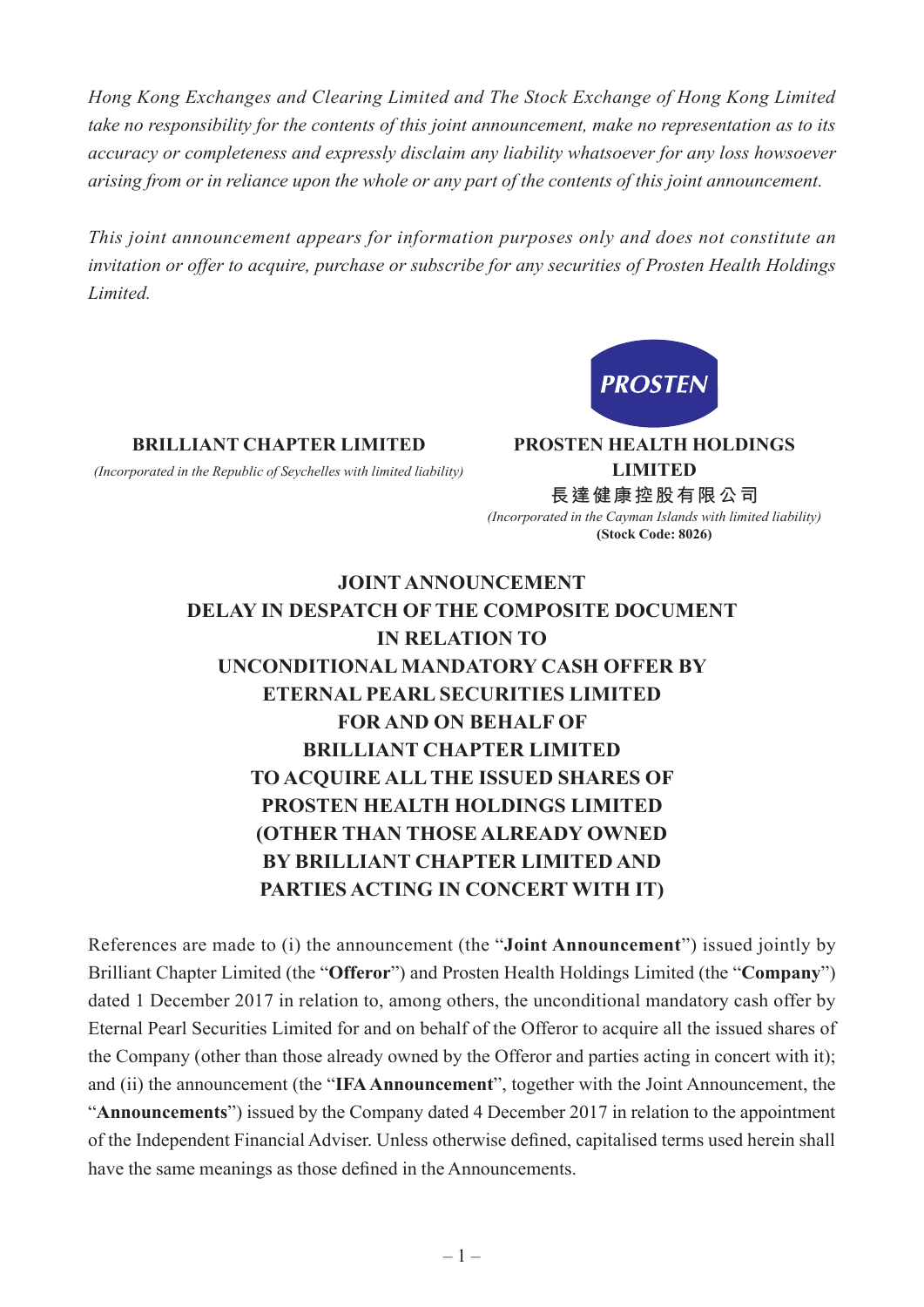*Hong Kong Exchanges and Clearing Limited and The Stock Exchange of Hong Kong Limited take no responsibility for the contents of this joint announcement, make no representation as to its accuracy or completeness and expressly disclaim any liability whatsoever for any loss howsoever arising from or in reliance upon the whole or any part of the contents of this joint announcement.*

*This joint announcement appears for information purposes only and does not constitute an invitation or offer to acquire, purchase or subscribe for any securities of Prosten Health Holdings Limited.*

**BRILLIANT CHAPTER LIMITED**

*(Incorporated in the Republic of Seychelles with limited liability)*

PROSTEN

**PROSTEN HEALTH HOLDINGS LIMITED**

**長達健康控股有限公司**

*(Incorporated in the Cayman Islands with limited liability)*

**(Stock Code: 8026)**

# JOINT ANNOUNCEMENT DELAY IN DESPATCH OF THE COMPOSITE DOCUMENT IN RELATION TO UNCONDITIONAL MANDATORY CASH OFFER BY ETERNAL PEARL SECURITIES LIMITED FOR AND ON BEHALF OF BRILLIANT CHAPTER LIMITED TO ACQUIRE ALL THE ISSUED SHARES OF PROSTEN HEALTH HOLDINGS LIMITED (OTHER THAN THOSE ALREADY OWNED BY BRILLIANT CHAPTER LIMITED AND PARTIES ACTING IN CONCERT WITH IT)

References are made to (i) the announcement (the "**Joint Announcement**") issued jointly by Brilliant Chapter Limited (the "**Offeror**") and Prosten Health Holdings Limited (the "**Company**") dated 1 December 2017 in relation to, among others, the unconditional mandatory cash offer by Eternal Pearl Securities Limited for and on behalf of the Offeror to acquire all the issued shares of the Company (other than those already owned by the Offeror and parties acting in concert with it); and (ii) the announcement (the "**IFA Announcement**", together with the Joint Announcement, the "**Announcements**") issued by the Company dated 4 December 2017 in relation to the appointment of the Independent Financial Adviser. Unless otherwise defined, capitalised terms used herein shall have the same meanings as those defined in the Announcements.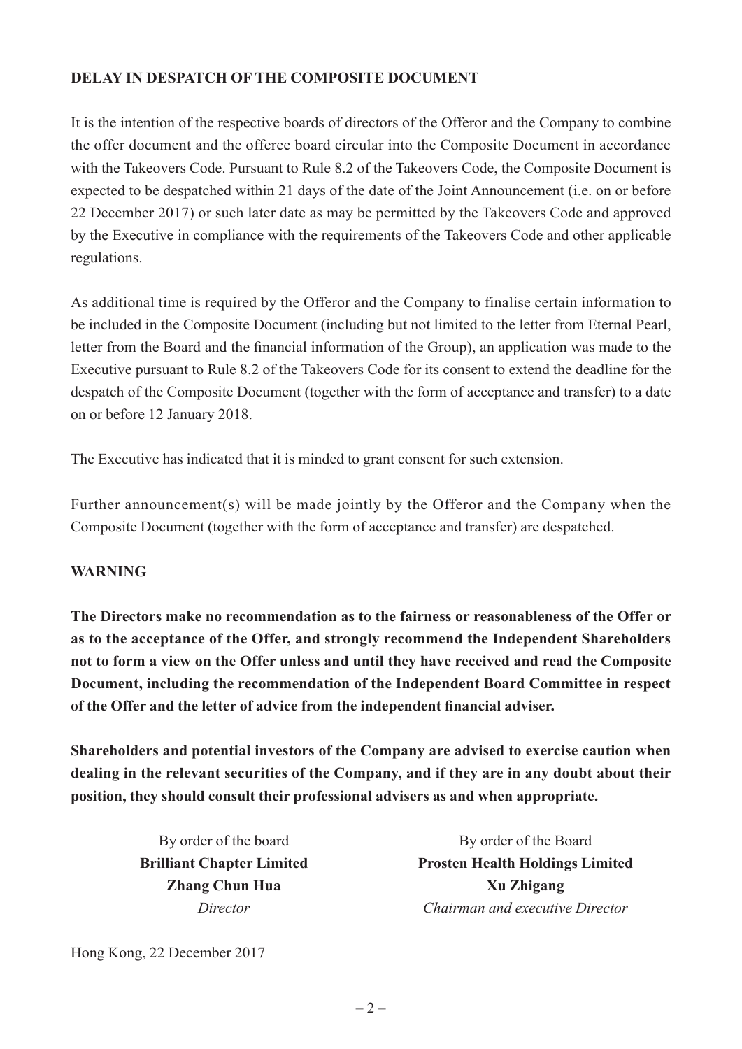## DELAY IN DESPATCH OF THE COMPOSITE DOCUMENT

It is the intention of the respective boards of directors of the Offeror and the Company to combine the offer document and the offeree board circular into the Composite Document in accordance with the Takeovers Code. Pursuant to Rule 8.2 of the Takeovers Code, the Composite Document is expected to be despatched within 21 days of the date of the Joint Announcement (i.e. on or before 22 December 2017) or such later date as may be permitted by the Takeovers Code and approved by the Executive in compliance with the requirements of the Takeovers Code and other applicable regulations.

As additional time is required by the Offeror and the Company to finalise certain information to be included in the Composite Document (including but not limited to the letter from Eternal Pearl, letter from the Board and the financial information of the Group), an application was made to the Executive pursuant to Rule 8.2 of the Takeovers Code for its consent to extend the deadline for the despatch of the Composite Document (together with the form of acceptance and transfer) to a date on or before 12 January 2018.

The Executive has indicated that it is minded to grant consent for such extension.

Further announcement(s) will be made jointly by the Offeror and the Company when the Composite Document (together with the form of acceptance and transfer) are despatched.

## WARNING

**The Directors make no recommendation as to the fairness or reasonableness of the Offer or as to the acceptance of the Offer, and strongly recommend the Independent Shareholders not to form a view on the Offer unless and until they have received and read the Composite Document, including the recommendation of the Independent Board Committee in respect of the Offer and the letter of advice from the independent financial adviser.**

**Shareholders and potential investors of the Company are advised to exercise caution when dealing in the relevant securities of the Company, and if they are in any doubt about their position, they should consult their professional advisers as and when appropriate.**

By order of the board
**Brilliant Chapter Limited**
**Zhang Chun Hua**
*Director*

By order of the Board
**Prosten Health Holdings Limited**
**Xu Zhigang**
*Chairman and executive Director*

Hong Kong, 22 December 2017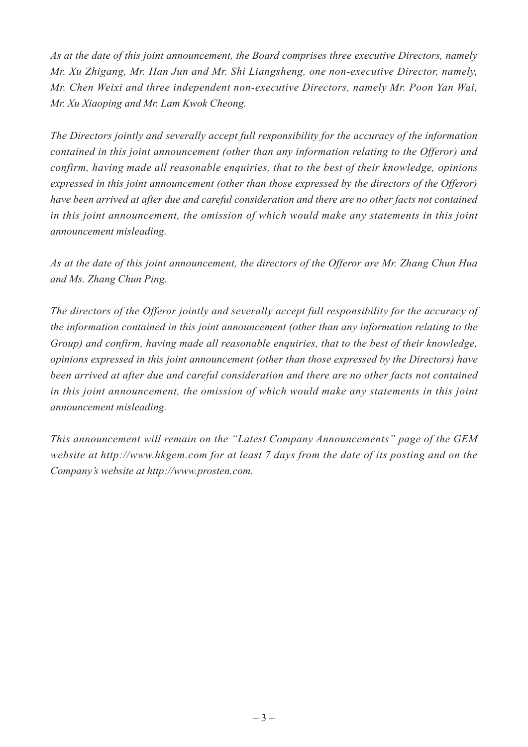*As at the date of this joint announcement, the Board comprises three executive Directors, namely Mr. Xu Zhigang, Mr. Han Jun and Mr. Shi Liangsheng, one non-executive Director, namely, Mr. Chen Weixi and three independent non-executive Directors, namely Mr. Poon Yan Wai, Mr. Xu Xiaoping and Mr. Lam Kwok Cheong.*

*The Directors jointly and severally accept full responsibility for the accuracy of the information contained in this joint announcement (other than any information relating to the Offeror) and confirm, having made all reasonable enquiries, that to the best of their knowledge, opinions expressed in this joint announcement (other than those expressed by the directors of the Offeror) have been arrived at after due and careful consideration and there are no other facts not contained in this joint announcement, the omission of which would make any statements in this joint announcement misleading.*

*As at the date of this joint announcement, the directors of the Offeror are Mr. Zhang Chun Hua and Ms. Zhang Chun Ping.*

*The directors of the Offeror jointly and severally accept full responsibility for the accuracy of the information contained in this joint announcement (other than any information relating to the Group) and confirm, having made all reasonable enquiries, that to the best of their knowledge, opinions expressed in this joint announcement (other than those expressed by the Directors) have been arrived at after due and careful consideration and there are no other facts not contained in this joint announcement, the omission of which would make any statements in this joint announcement misleading.*

*This announcement will remain on the "Latest Company Announcements" page of the GEM website at http://www.hkgem.com for at least 7 days from the date of its posting and on the Company's website at http://www.prosten.com.*